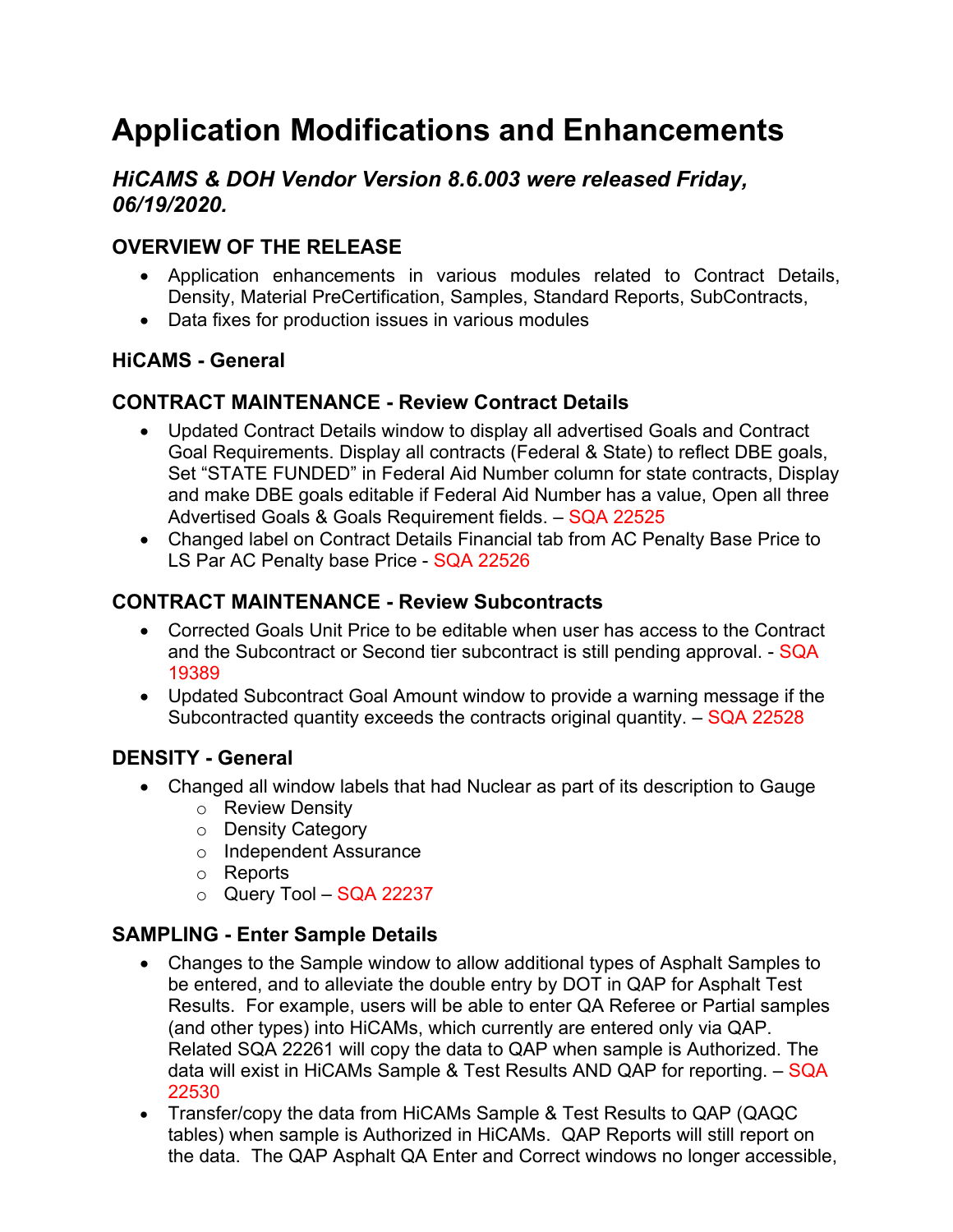# Application Modifications and Enhancements

## *HiCAMS & DOH Vendor Version 8.6.003 were released Friday, 06/19/2020.*

### OVERVIEW OF THE RELEASE

- Application enhancements in various modules related to Contract Details, Density, Material PreCertification, Samples, Standard Reports, SubContracts,
- Data fixes for production issues in various modules

### HiCAMS - General

### CONTRACT MAINTENANCE - Review Contract Details

- Updated Contract Details window to display all advertised Goals and Contract Goal Requirements. Display all contracts (Federal & State) to reflect DBE goals, Set "STATE FUNDED" in Federal Aid Number column for state contracts, Display and make DBE goals editable if Federal Aid Number has a value, Open all three Advertised Goals & Goals Requirement fields. – SQA 22525
- Changed label on Contract Details Financial tab from AC Penalty Base Price to LS Par AC Penalty base Price - SQA 22526

### CONTRACT MAINTENANCE - Review Subcontracts

- Corrected Goals Unit Price to be editable when user has access to the Contract and the Subcontract or Second tier subcontract is still pending approval. - SQA 19389
- Updated Subcontract Goal Amount window to provide a warning message if the Subcontracted quantity exceeds the contracts original quantity. – SQA 22528

### DENSITY - General

- Changed all window labels that had Nuclear as part of its description to Gauge
  - Review Density
  - Density Category
  - Independent Assurance
  - Reports
  - Query Tool – SQA 22237

### SAMPLING - Enter Sample Details

- Changes to the Sample window to allow additional types of Asphalt Samples to be entered, and to alleviate the double entry by DOT in QAP for Asphalt Test Results. For example, users will be able to enter QA Referee or Partial samples (and other types) into HiCAMs, which currently are entered only via QAP. Related SQA 22261 will copy the data to QAP when sample is Authorized. The data will exist in HiCAMs Sample & Test Results AND QAP for reporting. – SQA 22530
- Transfer/copy the data from HiCAMs Sample & Test Results to QAP (QAQC tables) when sample is Authorized in HiCAMs. QAP Reports will still report on the data. The QAP Asphalt QA Enter and Correct windows no longer accessible,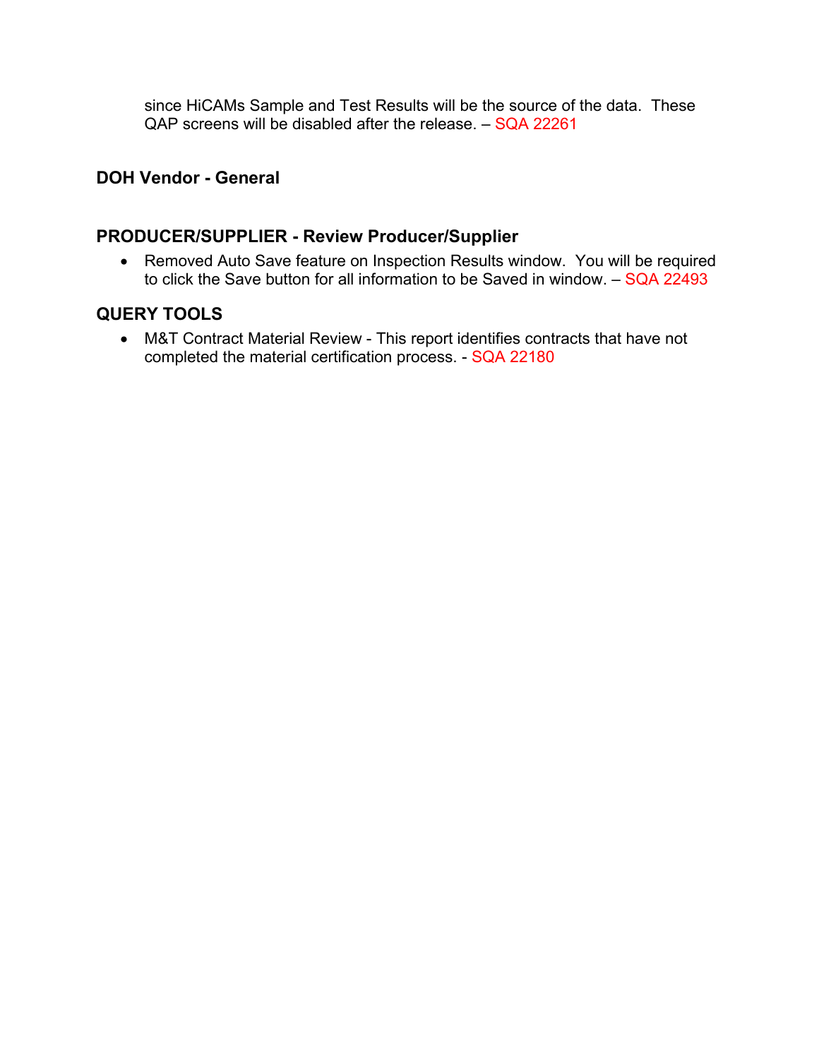since HiCAMs Sample and Test Results will be the source of the data.  These QAP screens will be disabled after the release. – SQA 22261

### DOH Vendor - General

### PRODUCER/SUPPLIER - Review Producer/Supplier

- Removed Auto Save feature on Inspection Results window.  You will be required to click the Save button for all information to be Saved in window. – SQA 22493

### QUERY TOOLS

- M&T Contract Material Review - This report identifies contracts that have not completed the material certification process. - SQA 22180